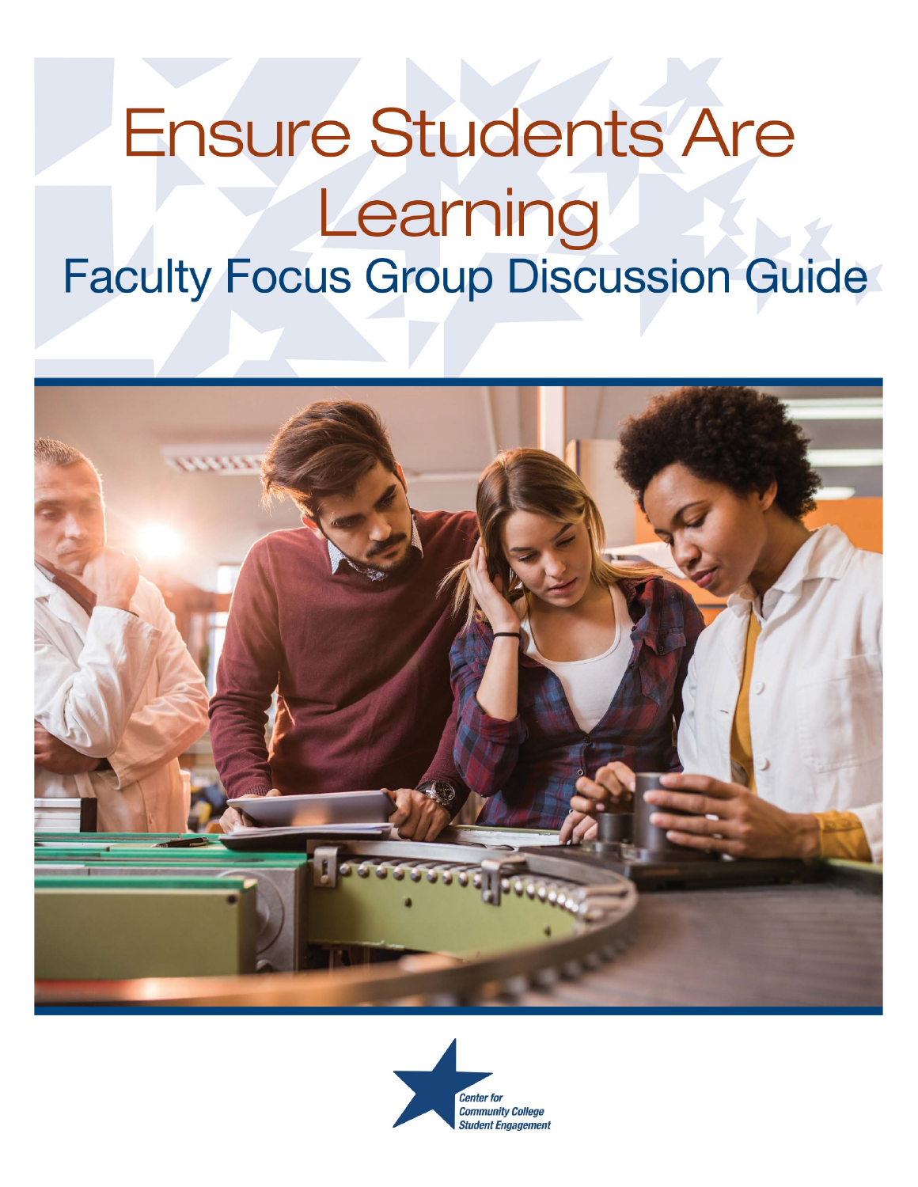# Ensure Students Are Learning

## Faculty Focus Group Discussion Guide

Center for
Community College
Student Engagement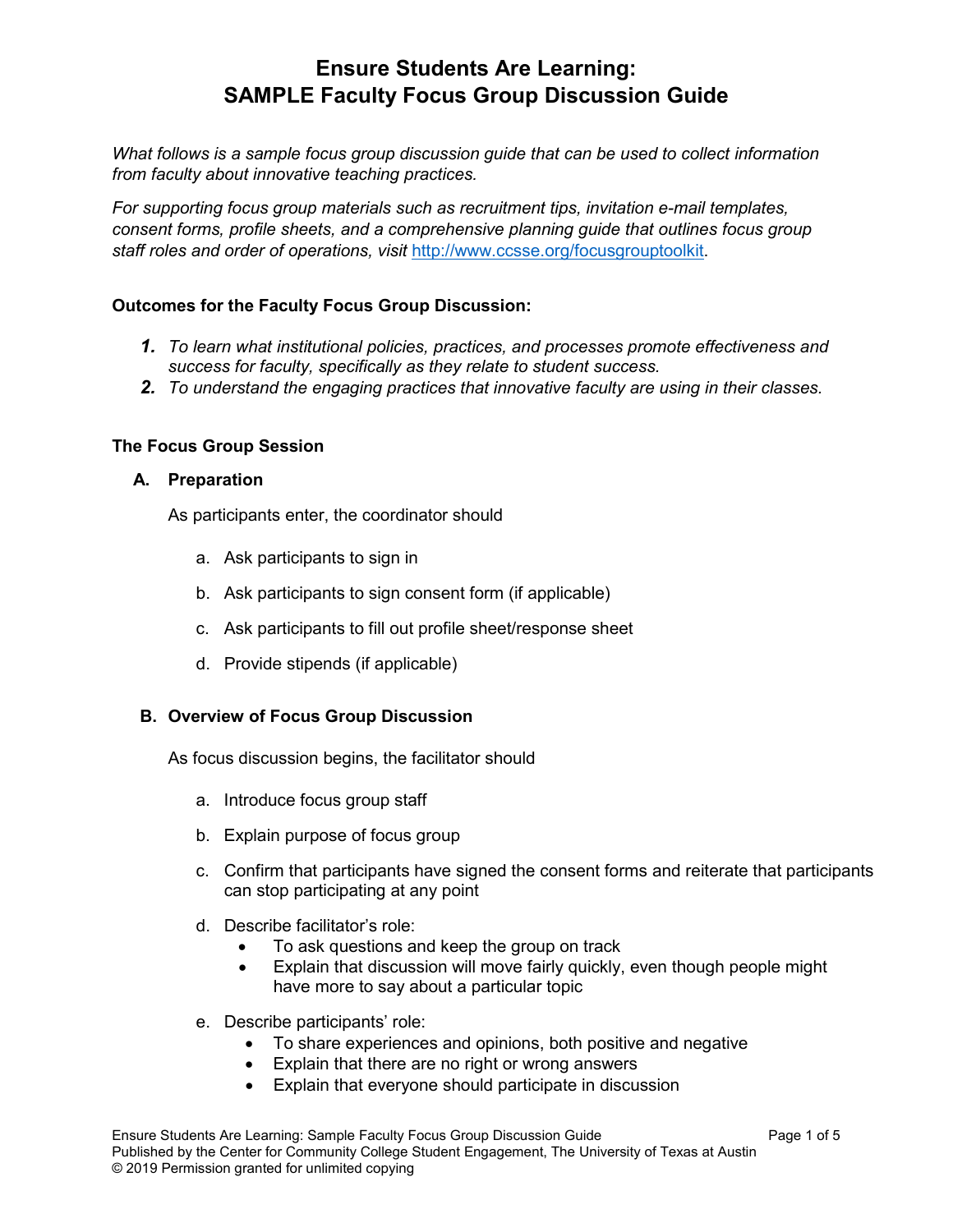# Ensure Students Are Learning: SAMPLE Faculty Focus Group Discussion Guide

*What follows is a sample focus group discussion guide that can be used to collect information from faculty about innovative teaching practices.*

*For supporting focus group materials such as recruitment tips, invitation e-mail templates, consent forms, profile sheets, and a comprehensive planning guide that outlines focus group staff roles and order of operations, visit* [http://www.ccsse.org/focusgrouptoolkit](http://www.ccsse.org/focusgrouptoolkit).

**Outcomes for the Faculty Focus Group Discussion:**

1. *To learn what institutional policies, practices, and processes promote effectiveness and success for faculty, specifically as they relate to student success.*
2. *To understand the engaging practices that innovative faculty are using in their classes.*

**The Focus Group Session**

**A. Preparation**

As participants enter, the coordinator should

a. Ask participants to sign in

b. Ask participants to sign consent form (if applicable)

c. Ask participants to fill out profile sheet/response sheet

d. Provide stipends (if applicable)

**B. Overview of Focus Group Discussion**

As focus discussion begins, the facilitator should

a. Introduce focus group staff

b. Explain purpose of focus group

c. Confirm that participants have signed the consent forms and reiterate that participants can stop participating at any point

d. Describe facilitator's role:
- To ask questions and keep the group on track
- Explain that discussion will move fairly quickly, even though people might have more to say about a particular topic

e. Describe participants' role:
- To share experiences and opinions, both positive and negative
- Explain that there are no right or wrong answers
- Explain that everyone should participate in discussion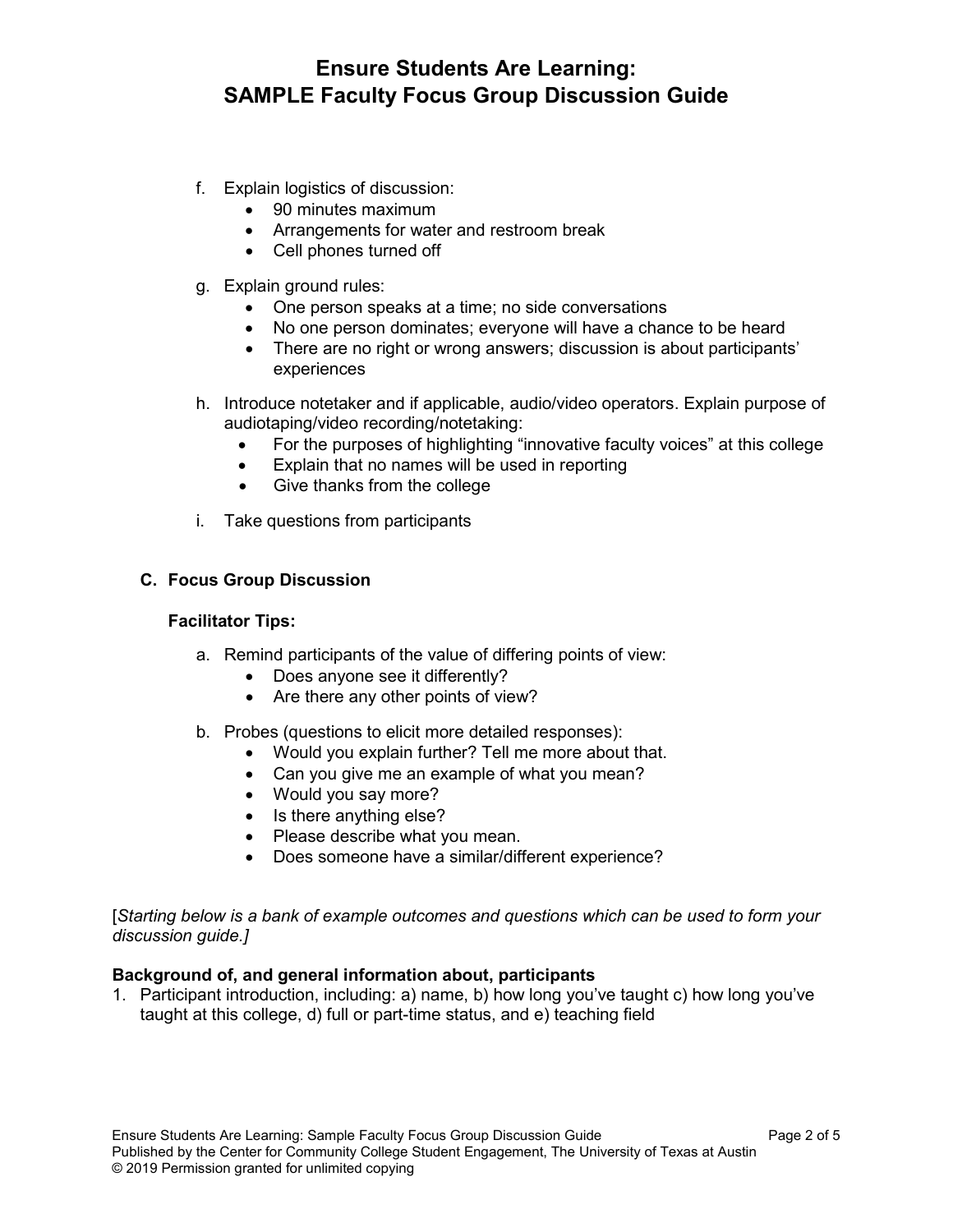f. Explain logistics of discussion:
    - 90 minutes maximum
    - Arrangements for water and restroom break
    - Cell phones turned off

g. Explain ground rules:
    - One person speaks at a time; no side conversations
    - No one person dominates; everyone will have a chance to be heard
    - There are no right or wrong answers; discussion is about participants' experiences

h. Introduce notetaker and if applicable, audio/video operators. Explain purpose of audiotaping/video recording/notetaking:
    - For the purposes of highlighting "innovative faculty voices" at this college
    - Explain that no names will be used in reporting
    - Give thanks from the college

i. Take questions from participants

### C. Focus Group Discussion

**Facilitator Tips:**

a. Remind participants of the value of differing points of view:
    - Does anyone see it differently?
    - Are there any other points of view?

b. Probes (questions to elicit more detailed responses):
    - Would you explain further? Tell me more about that.
    - Can you give me an example of what you mean?
    - Would you say more?
    - Is there anything else?
    - Please describe what you mean.
    - Does someone have a similar/different experience?

[*Starting below is a bank of example outcomes and questions which can be used to form your discussion guide.]*

**Background of, and general information about, participants**

1. Participant introduction, including: a) name, b) how long you've taught c) how long you've taught at this college, d) full or part-time status, and e) teaching field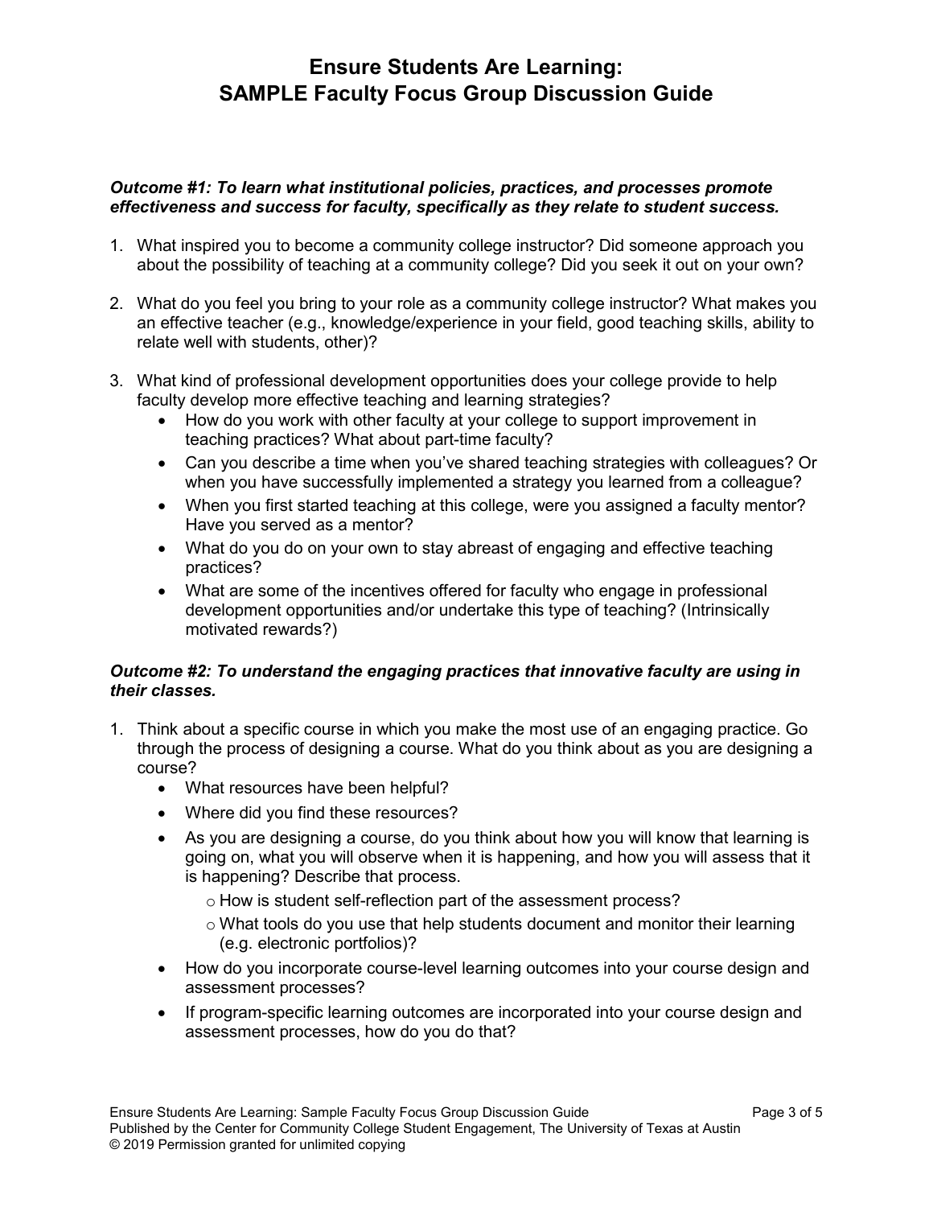# Ensure Students Are Learning: SAMPLE Faculty Focus Group Discussion Guide

***Outcome #1: To learn what institutional policies, practices, and processes promote effectiveness and success for faculty, specifically as they relate to student success.***

1. What inspired you to become a community college instructor? Did someone approach you about the possibility of teaching at a community college? Did you seek it out on your own?

2. What do you feel you bring to your role as a community college instructor? What makes you an effective teacher (e.g., knowledge/experience in your field, good teaching skills, ability to relate well with students, other)?

3. What kind of professional development opportunities does your college provide to help faculty develop more effective teaching and learning strategies?
   - How do you work with other faculty at your college to support improvement in teaching practices? What about part-time faculty?
   - Can you describe a time when you've shared teaching strategies with colleagues? Or when you have successfully implemented a strategy you learned from a colleague?
   - When you first started teaching at this college, were you assigned a faculty mentor? Have you served as a mentor?
   - What do you do on your own to stay abreast of engaging and effective teaching practices?
   - What are some of the incentives offered for faculty who engage in professional development opportunities and/or undertake this type of teaching? (Intrinsically motivated rewards?)

***Outcome #2: To understand the engaging practices that innovative faculty are using in their classes.***

1. Think about a specific course in which you make the most use of an engaging practice. Go through the process of designing a course. What do you think about as you are designing a course?
   - What resources have been helpful?
   - Where did you find these resources?
   - As you are designing a course, do you think about how you will know that learning is going on, what you will observe when it is happening, and how you will assess that it is happening? Describe that process.
     - How is student self-reflection part of the assessment process?
     - What tools do you use that help students document and monitor their learning (e.g. electronic portfolios)?
   - How do you incorporate course-level learning outcomes into your course design and assessment processes?
   - If program-specific learning outcomes are incorporated into your course design and assessment processes, how do you do that?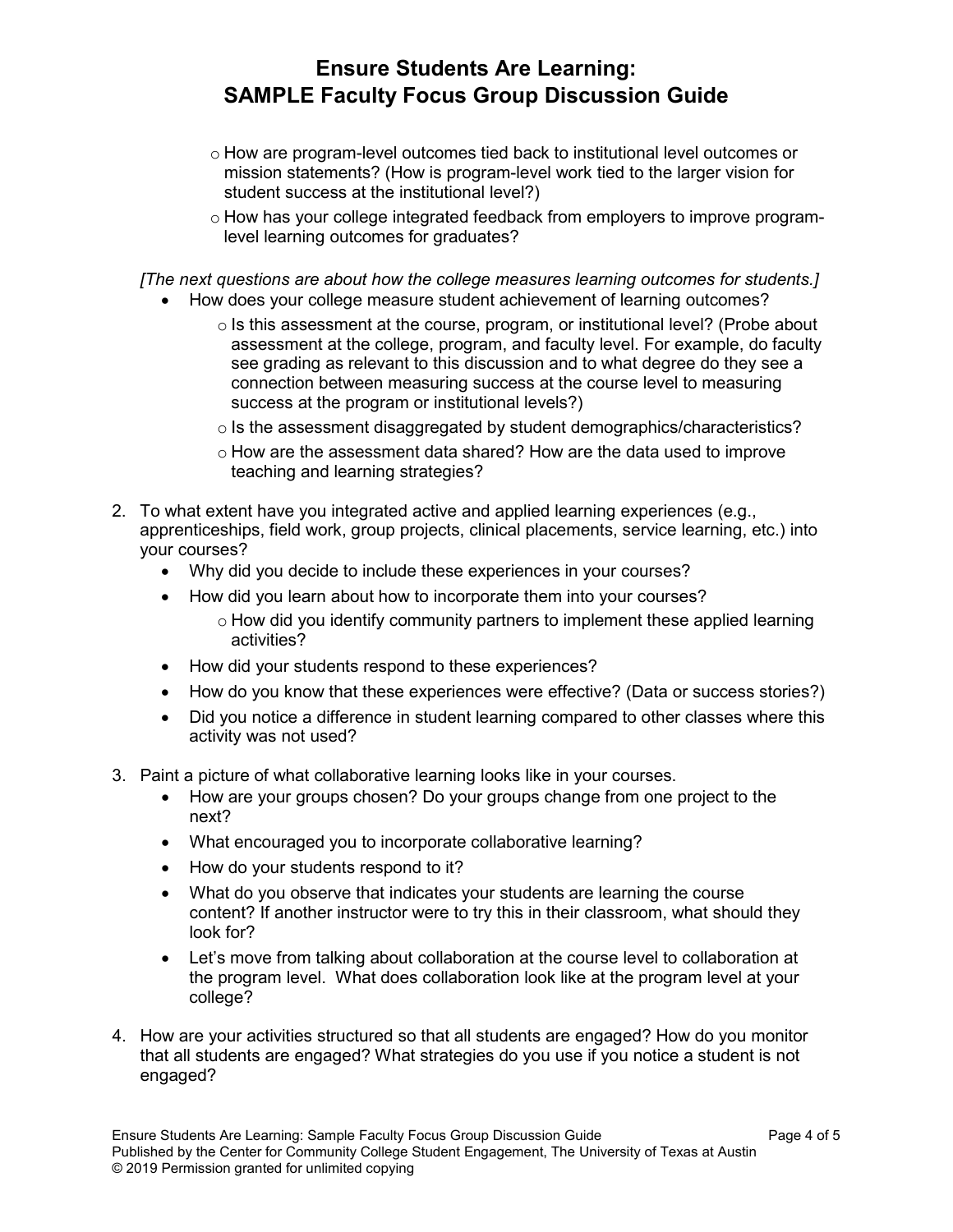- How are program-level outcomes tied back to institutional level outcomes or mission statements? (How is program-level work tied to the larger vision for student success at the institutional level?)
- How has your college integrated feedback from employers to improve program-level learning outcomes for graduates?

*[The next questions are about how the college measures learning outcomes for students.]*

- How does your college measure student achievement of learning outcomes?
  - Is this assessment at the course, program, or institutional level? (Probe about assessment at the college, program, and faculty level. For example, do faculty see grading as relevant to this discussion and to what degree do they see a connection between measuring success at the course level to measuring success at the program or institutional levels?)
  - Is the assessment disaggregated by student demographics/characteristics?
  - How are the assessment data shared? How are the data used to improve teaching and learning strategies?

2. To what extent have you integrated active and applied learning experiences (e.g., apprenticeships, field work, group projects, clinical placements, service learning, etc.) into your courses?
   - Why did you decide to include these experiences in your courses?
   - How did you learn about how to incorporate them into your courses?
     - How did you identify community partners to implement these applied learning activities?
   - How did your students respond to these experiences?
   - How do you know that these experiences were effective? (Data or success stories?)
   - Did you notice a difference in student learning compared to other classes where this activity was not used?

3. Paint a picture of what collaborative learning looks like in your courses.
   - How are your groups chosen? Do your groups change from one project to the next?
   - What encouraged you to incorporate collaborative learning?
   - How do your students respond to it?
   - What do you observe that indicates your students are learning the course content? If another instructor were to try this in their classroom, what should they look for?
   - Let's move from talking about collaboration at the course level to collaboration at the program level. What does collaboration look like at the program level at your college?

4. How are your activities structured so that all students are engaged? How do you monitor that all students are engaged? What strategies do you use if you notice a student is not engaged?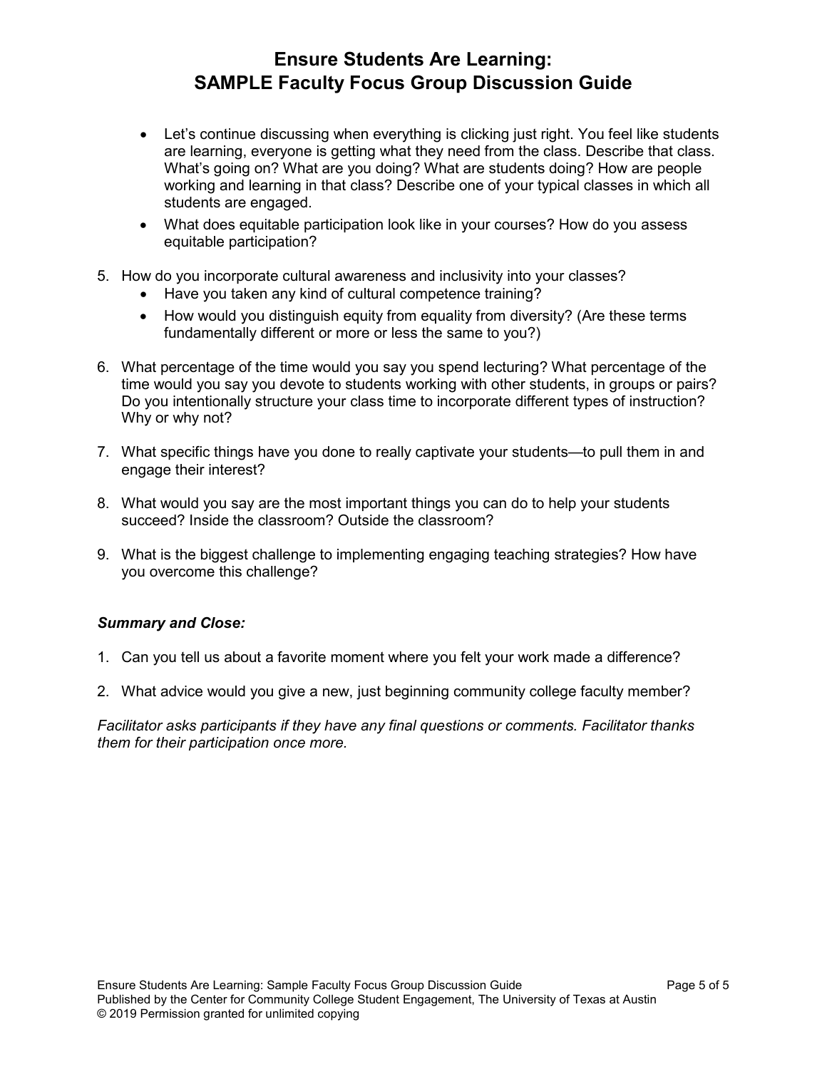- Let's continue discussing when everything is clicking just right. You feel like students are learning, everyone is getting what they need from the class. Describe that class. What's going on? What are you doing? What are students doing? How are people working and learning in that class? Describe one of your typical classes in which all students are engaged.
- What does equitable participation look like in your courses? How do you assess equitable participation?

5. How do you incorporate cultural awareness and inclusivity into your classes?
   - Have you taken any kind of cultural competence training?
   - How would you distinguish equity from equality from diversity? (Are these terms fundamentally different or more or less the same to you?)

6. What percentage of the time would you say you spend lecturing? What percentage of the time would you say you devote to students working with other students, in groups or pairs? Do you intentionally structure your class time to incorporate different types of instruction? Why or why not?

7. What specific things have you done to really captivate your students—to pull them in and engage their interest?

8. What would you say are the most important things you can do to help your students succeed? Inside the classroom? Outside the classroom?

9. What is the biggest challenge to implementing engaging teaching strategies? How have you overcome this challenge?

***Summary and Close:***

1. Can you tell us about a favorite moment where you felt your work made a difference?

2. What advice would you give a new, just beginning community college faculty member?

*Facilitator asks participants if they have any final questions or comments. Facilitator thanks them for their participation once more.*